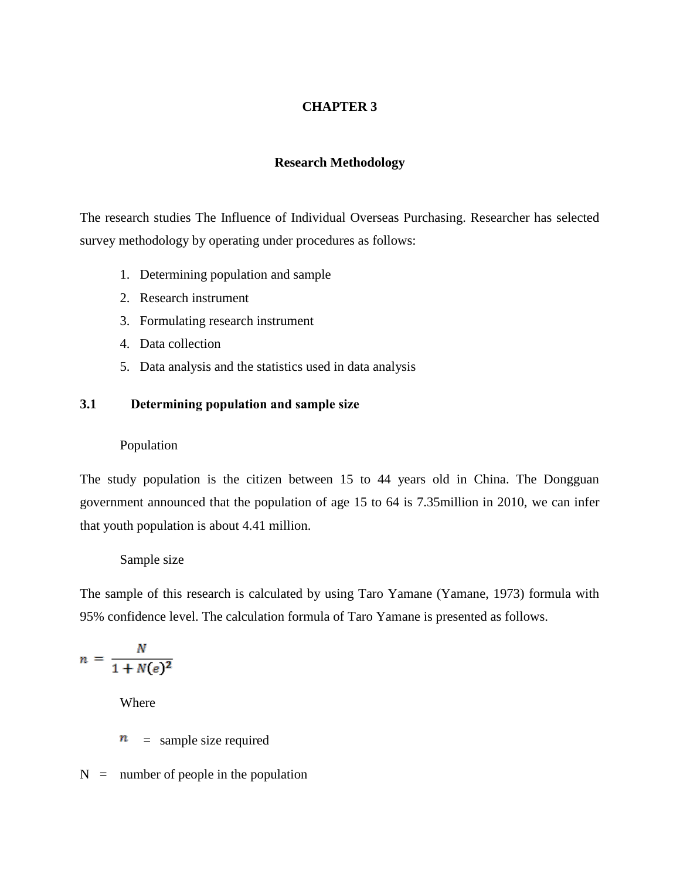# CHAPTER 3

## Research Methodology

The research studies The Influence of Individual Overseas Purchasing. Researcher has selected survey methodology by operating under procedures as follows:

1. Determining population and sample
2. Research instrument
3. Formulating research instrument
4. Data collection
5. Data analysis and the statistics used in data analysis

### 3.1 Determining population and sample size

Population

The study population is the citizen between 15 to 44 years old in China. The Dongguan government announced that the population of age 15 to 64 is 7.35million in 2010, we can infer that youth population is about 4.41 million.

Sample size

The sample of this research is calculated by using Taro Yamane (Yamane, 1973) formula with 95% confidence level. The calculation formula of Taro Yamane is presented as follows.

$$n = \frac{N}{1 + N(e)^2}$$

Where

$n$ = sample size required

N = number of people in the population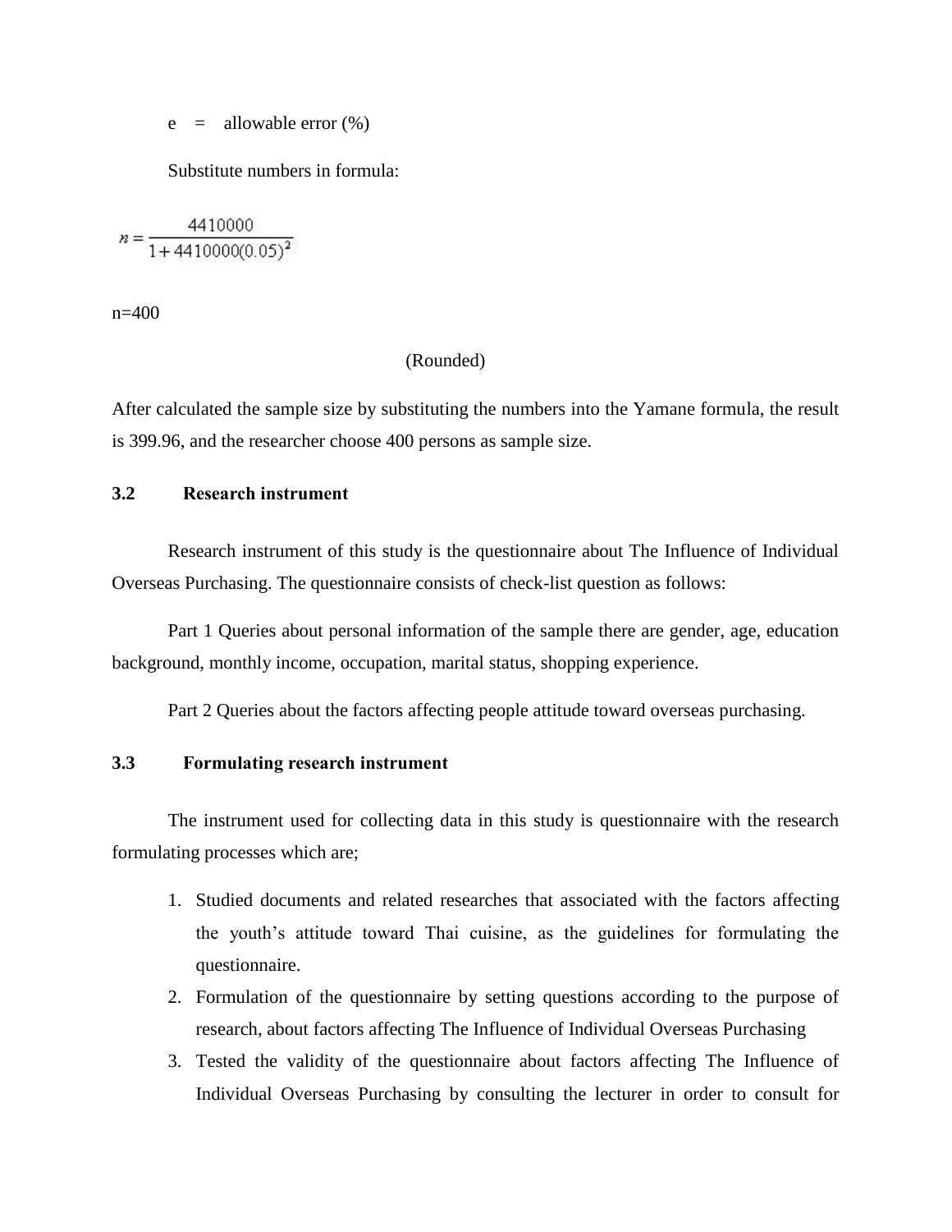e = allowable error (%)

Substitute numbers in formula:

$$n = \frac{4410000}{1 + 4410000(0.05)^2}$$

n=400

(Rounded)

After calculated the sample size by substituting the numbers into the Yamane formula, the result is 399.96, and the researcher choose 400 persons as sample size.

### 3.2 Research instrument

Research instrument of this study is the questionnaire about The Influence of Individual Overseas Purchasing. The questionnaire consists of check-list question as follows:

Part 1 Queries about personal information of the sample there are gender, age, education background, monthly income, occupation, marital status, shopping experience.

Part 2 Queries about the factors affecting people attitude toward overseas purchasing.

### 3.3 Formulating research instrument

The instrument used for collecting data in this study is questionnaire with the research formulating processes which are;

1. Studied documents and related researches that associated with the factors affecting the youth's attitude toward Thai cuisine, as the guidelines for formulating the questionnaire.
2. Formulation of the questionnaire by setting questions according to the purpose of research, about factors affecting The Influence of Individual Overseas Purchasing
3. Tested the validity of the questionnaire about factors affecting The Influence of Individual Overseas Purchasing by consulting the lecturer in order to consult for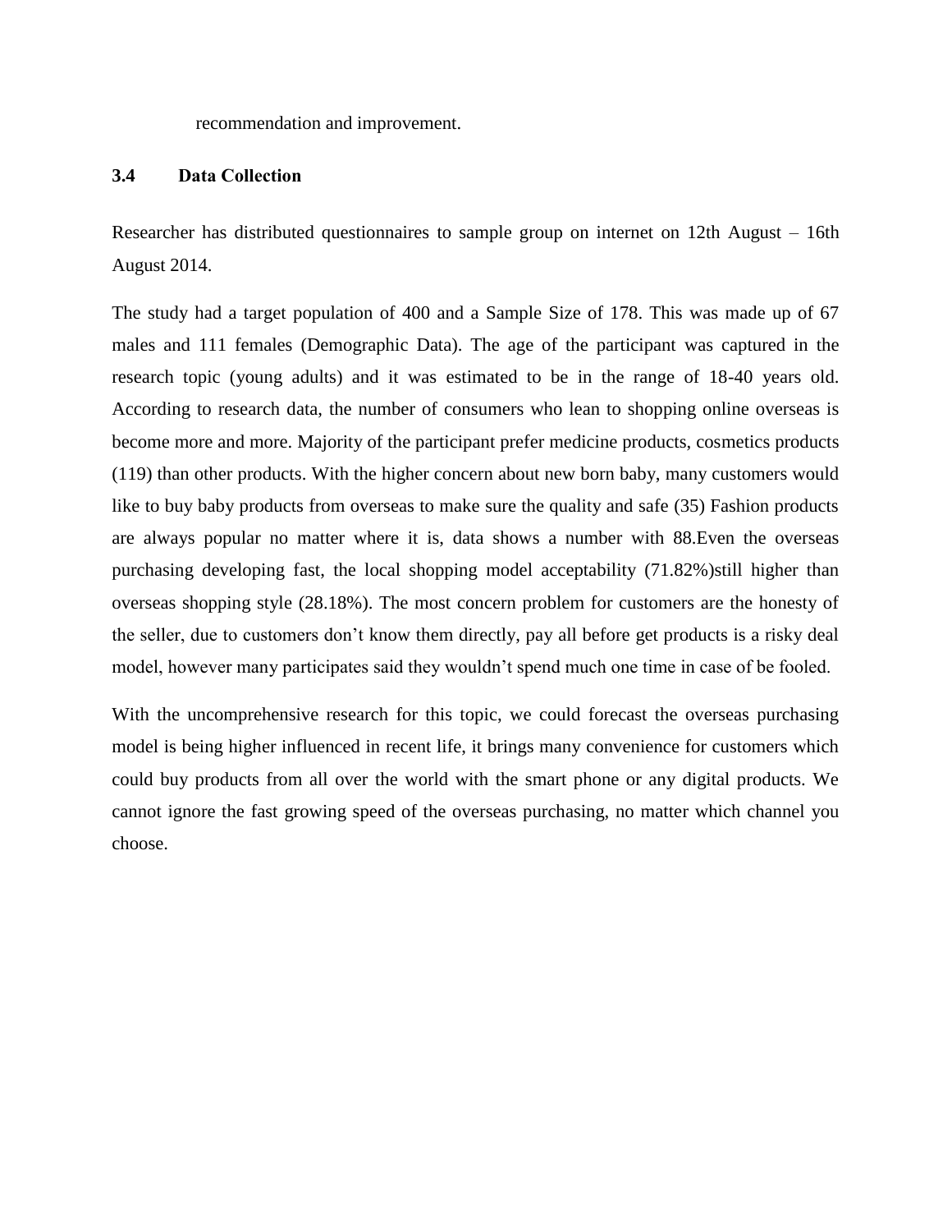recommendation and improvement.

### 3.4 Data Collection

Researcher has distributed questionnaires to sample group on internet on 12th August – 16th August 2014.

The study had a target population of 400 and a Sample Size of 178. This was made up of 67 males and 111 females (Demographic Data). The age of the participant was captured in the research topic (young adults) and it was estimated to be in the range of 18-40 years old. According to research data, the number of consumers who lean to shopping online overseas is become more and more. Majority of the participant prefer medicine products, cosmetics products (119) than other products. With the higher concern about new born baby, many customers would like to buy baby products from overseas to make sure the quality and safe (35) Fashion products are always popular no matter where it is, data shows a number with 88.Even the overseas purchasing developing fast, the local shopping model acceptability (71.82%)still higher than overseas shopping style (28.18%). The most concern problem for customers are the honesty of the seller, due to customers don't know them directly, pay all before get products is a risky deal model, however many participates said they wouldn't spend much one time in case of be fooled.

With the uncomprehensive research for this topic, we could forecast the overseas purchasing model is being higher influenced in recent life, it brings many convenience for customers which could buy products from all over the world with the smart phone or any digital products. We cannot ignore the fast growing speed of the overseas purchasing, no matter which channel you choose.